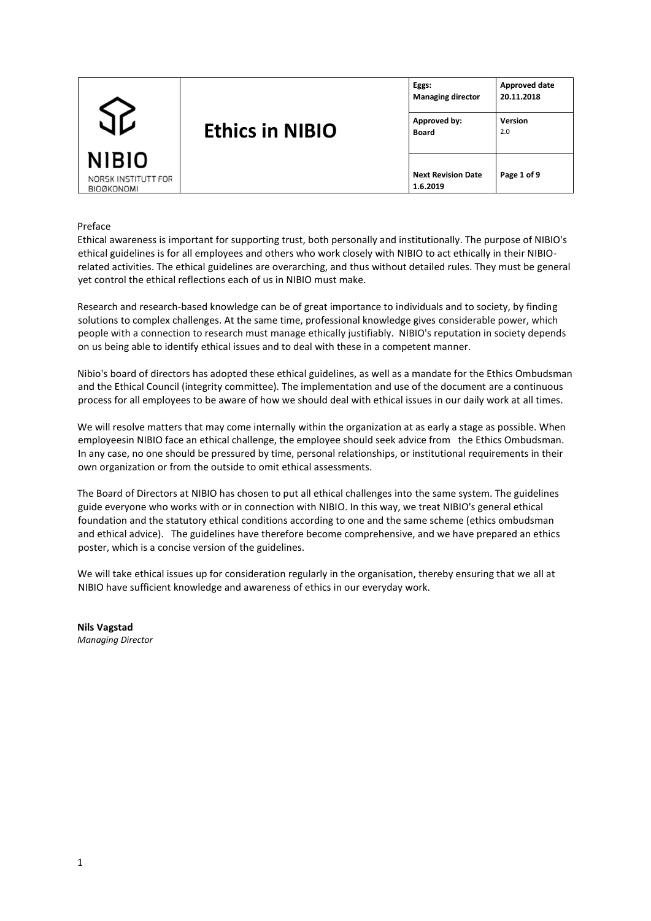| NIBIO NORSK INSTITUTT FOR BIOØKONOMI | Ethics in NIBIO | Eggs: Managing director | Approved date 20.11.2018 |
| --- | --- | --- | --- |
| | | Approved by: Board | Version 2.0 |
| | | Next Revision Date 1.6.2019 | Page 1 of 9 |

Preface

Ethical awareness is important for supporting trust, both personally and institutionally. The purpose of NIBIO's ethical guidelines is for all employees and others who work closely with NIBIO to act ethically in their NIBIO-related activities. The ethical guidelines are overarching, and thus without detailed rules. They must be general yet control the ethical reflections each of us in NIBIO must make.

Research and research-based knowledge can be of great importance to individuals and to society, by finding solutions to complex challenges. At the same time, professional knowledge gives considerable power, which people with a connection to research must manage ethically justifiably. NIBIO's reputation in society depends on us being able to identify ethical issues and to deal with these in a competent manner.

Nibio's board of directors has adopted these ethical guidelines, as well as a mandate for the Ethics Ombudsman and the Ethical Council (integrity committee). The implementation and use of the document are a continuous process for all employees to be aware of how we should deal with ethical issues in our daily work at all times.

We will resolve matters that may come internally within the organization at as early a stage as possible. When employeesin NIBIO face an ethical challenge, the employee should seek advice from the Ethics Ombudsman. In any case, no one should be pressured by time, personal relationships, or institutional requirements in their own organization or from the outside to omit ethical assessments.

The Board of Directors at NIBIO has chosen to put all ethical challenges into the same system. The guidelines guide everyone who works with or in connection with NIBIO. In this way, we treat NIBIO's general ethical foundation and the statutory ethical conditions according to one and the same scheme (ethics ombudsman and ethical advice). The guidelines have therefore become comprehensive, and we have prepared an ethics poster, which is a concise version of the guidelines.

We will take ethical issues up for consideration regularly in the organisation, thereby ensuring that we all at NIBIO have sufficient knowledge and awareness of ethics in our everyday work.

**Nils Vagstad**
*Managing Director*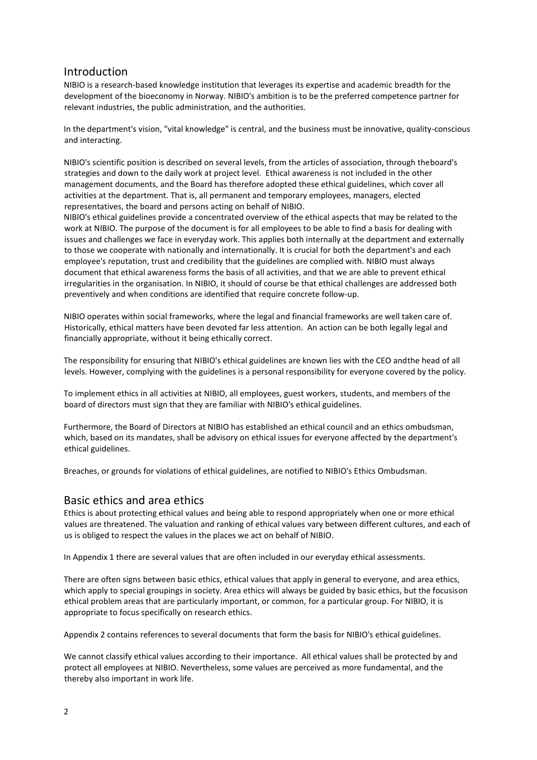## Introduction

NIBIO is a research-based knowledge institution that leverages its expertise and academic breadth for the development of the bioeconomy in Norway. NIBIO's ambition is to be the preferred competence partner for relevant industries, the public administration, and the authorities.

In the department's vision, "vital knowledge" is central, and the business must be innovative, quality-conscious and interacting.

NIBIO's scientific position is described on several levels, from the articles of association, through theboard's strategies and down to the daily work at project level. Ethical awareness is not included in the other management documents, and the Board has therefore adopted these ethical guidelines, which cover all activities at the department. That is, all permanent and temporary employees, managers, elected representatives, the board and persons acting on behalf of NIBIO.

NIBIO's ethical guidelines provide a concentrated overview of the ethical aspects that may be related to the work at NIBIO. The purpose of the document is for all employees to be able to find a basis for dealing with issues and challenges we face in everyday work. This applies both internally at the department and externally to those we cooperate with nationally and internationally. It is crucial for both the department's and each employee's reputation, trust and credibility that the guidelines are complied with. NIBIO must always document that ethical awareness forms the basis of all activities, and that we are able to prevent ethical irregularities in the organisation. In NIBIO, it should of course be that ethical challenges are addressed both preventively and when conditions are identified that require concrete follow-up.

NIBIO operates within social frameworks, where the legal and financial frameworks are well taken care of. Historically, ethical matters have been devoted far less attention. An action can be both legally legal and financially appropriate, without it being ethically correct.

The responsibility for ensuring that NIBIO's ethical guidelines are known lies with the CEO andthe head of all levels. However, complying with the guidelines is a personal responsibility for everyone covered by the policy.

To implement ethics in all activities at NIBIO, all employees, guest workers, students, and members of the board of directors must sign that they are familiar with NIBIO's ethical guidelines.

Furthermore, the Board of Directors at NIBIO has established an ethical council and an ethics ombudsman, which, based on its mandates, shall be advisory on ethical issues for everyone affected by the department's ethical guidelines.

Breaches, or grounds for violations of ethical guidelines, are notified to NIBIO's Ethics Ombudsman.

## Basic ethics and area ethics

Ethics is about protecting ethical values and being able to respond appropriately when one or more ethical values are threatened. The valuation and ranking of ethical values vary between different cultures, and each of us is obliged to respect the values in the places we act on behalf of NIBIO.

In Appendix 1 there are several values that are often included in our everyday ethical assessments.

There are often signs between basic ethics, ethical values that apply in general to everyone, and area ethics, which apply to special groupings in society. Area ethics will always be guided by basic ethics, but the focusison ethical problem areas that are particularly important, or common, for a particular group. For NIBIO, it is appropriate to focus specifically on research ethics.

Appendix 2 contains references to several documents that form the basis for NIBIO's ethical guidelines.

We cannot classify ethical values according to their importance. All ethical values shall be protected by and protect all employees at NIBIO. Nevertheless, some values are perceived as more fundamental, and the thereby also important in work life.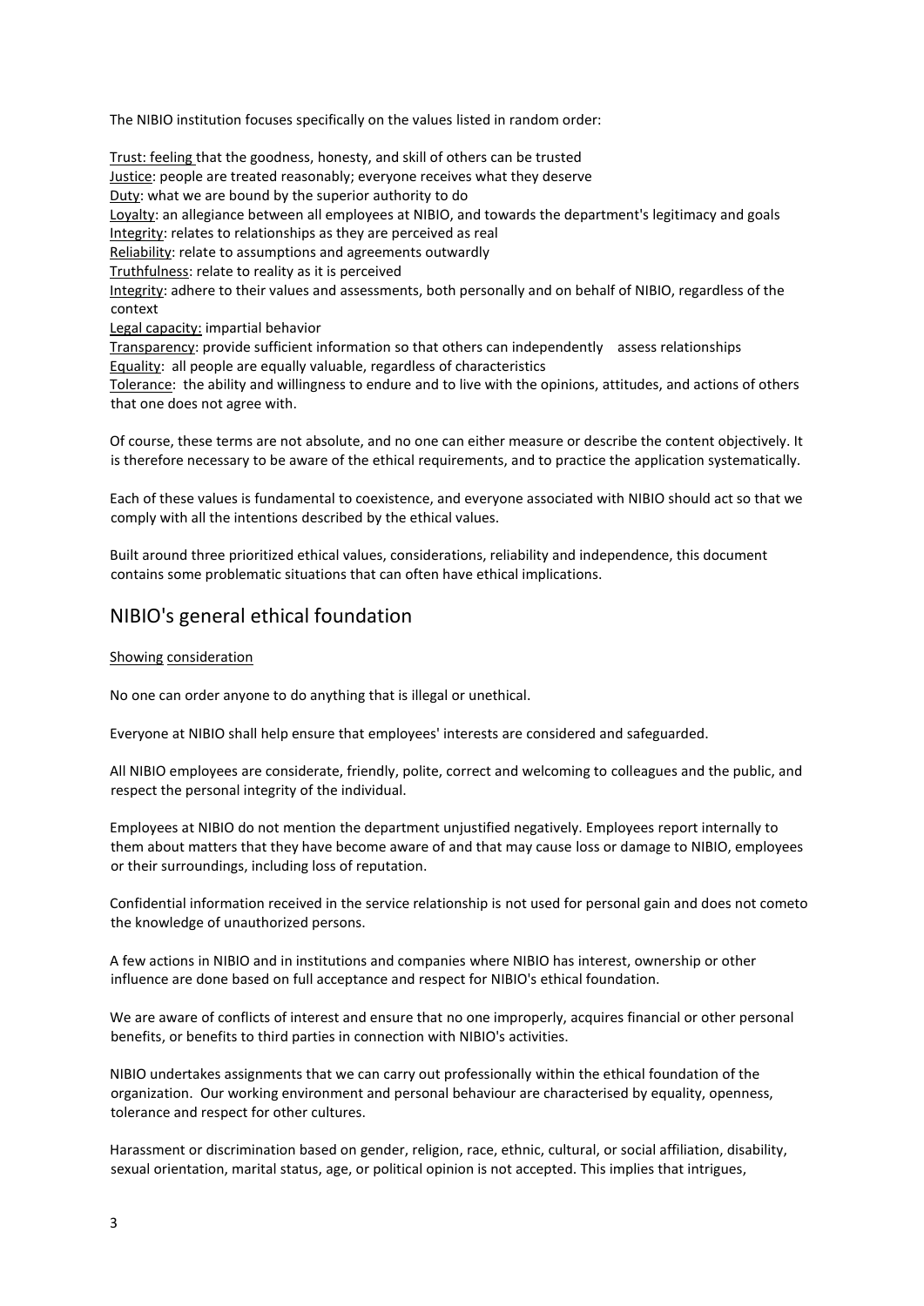The NIBIO institution focuses specifically on the values listed in random order:

Trust: feeling that the goodness, honesty, and skill of others can be trusted
Justice: people are treated reasonably; everyone receives what they deserve
Duty: what we are bound by the superior authority to do
Loyalty: an allegiance between all employees at NIBIO, and towards the department's legitimacy and goals
Integrity: relates to relationships as they are perceived as real
Reliability: relate to assumptions and agreements outwardly
Truthfulness: relate to reality as it is perceived
Integrity: adhere to their values and assessments, both personally and on behalf of NIBIO, regardless of the context
Legal capacity: impartial behavior
Transparency: provide sufficient information so that others can independently assess relationships
Equality: all people are equally valuable, regardless of characteristics
Tolerance: the ability and willingness to endure and to live with the opinions, attitudes, and actions of others that one does not agree with.

Of course, these terms are not absolute, and no one can either measure or describe the content objectively. It is therefore necessary to be aware of the ethical requirements, and to practice the application systematically.

Each of these values is fundamental to coexistence, and everyone associated with NIBIO should act so that we comply with all the intentions described by the ethical values.

Built around three prioritized ethical values, considerations, reliability and independence, this document contains some problematic situations that can often have ethical implications.

## NIBIO's general ethical foundation

Showing consideration

No one can order anyone to do anything that is illegal or unethical.

Everyone at NIBIO shall help ensure that employees' interests are considered and safeguarded.

All NIBIO employees are considerate, friendly, polite, correct and welcoming to colleagues and the public, and respect the personal integrity of the individual.

Employees at NIBIO do not mention the department unjustified negatively. Employees report internally to them about matters that they have become aware of and that may cause loss or damage to NIBIO, employees or their surroundings, including loss of reputation.

Confidential information received in the service relationship is not used for personal gain and does not cometo the knowledge of unauthorized persons.

A few actions in NIBIO and in institutions and companies where NIBIO has interest, ownership or other influence are done based on full acceptance and respect for NIBIO's ethical foundation.

We are aware of conflicts of interest and ensure that no one improperly, acquires financial or other personal benefits, or benefits to third parties in connection with NIBIO's activities.

NIBIO undertakes assignments that we can carry out professionally within the ethical foundation of the organization. Our working environment and personal behaviour are characterised by equality, openness, tolerance and respect for other cultures.

Harassment or discrimination based on gender, religion, race, ethnic, cultural, or social affiliation, disability, sexual orientation, marital status, age, or political opinion is not accepted. This implies that intrigues,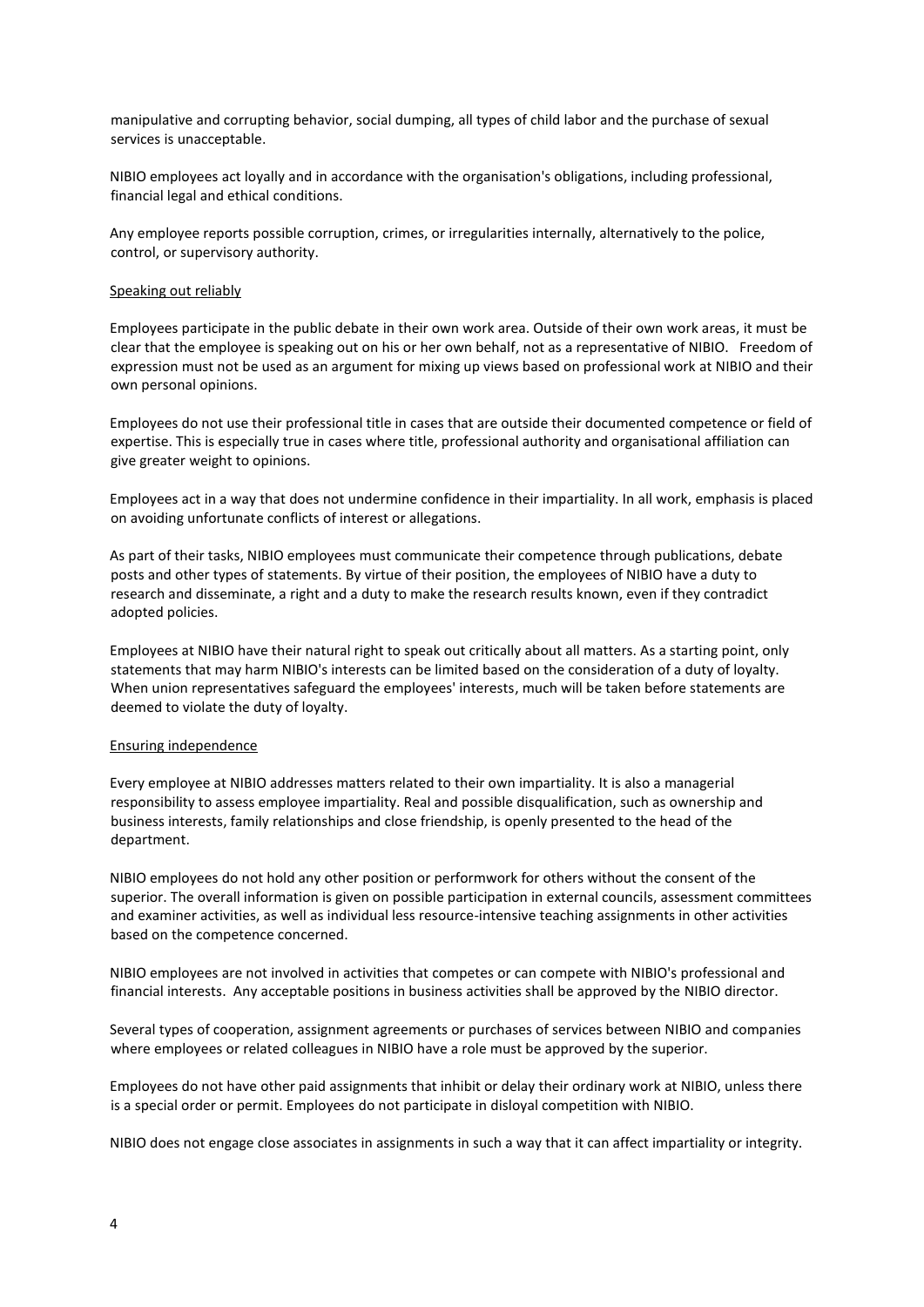manipulative and corrupting behavior, social dumping, all types of child labor and the purchase of sexual services is unacceptable.

NIBIO employees act loyally and in accordance with the organisation's obligations, including professional, financial legal and ethical conditions.

Any employee reports possible corruption, crimes, or irregularities internally, alternatively to the police, control, or supervisory authority.

<u>Speaking out reliably</u>

Employees participate in the public debate in their own work area. Outside of their own work areas, it must be clear that the employee is speaking out on his or her own behalf, not as a representative of NIBIO. Freedom of expression must not be used as an argument for mixing up views based on professional work at NIBIO and their own personal opinions.

Employees do not use their professional title in cases that are outside their documented competence or field of expertise. This is especially true in cases where title, professional authority and organisational affiliation can give greater weight to opinions.

Employees act in a way that does not undermine confidence in their impartiality. In all work, emphasis is placed on avoiding unfortunate conflicts of interest or allegations.

As part of their tasks, NIBIO employees must communicate their competence through publications, debate posts and other types of statements. By virtue of their position, the employees of NIBIO have a duty to research and disseminate, a right and a duty to make the research results known, even if they contradict adopted policies.

Employees at NIBIO have their natural right to speak out critically about all matters. As a starting point, only statements that may harm NIBIO's interests can be limited based on the consideration of a duty of loyalty. When union representatives safeguard the employees' interests, much will be taken before statements are deemed to violate the duty of loyalty.

<u>Ensuring independence</u>

Every employee at NIBIO addresses matters related to their own impartiality. It is also a managerial responsibility to assess employee impartiality. Real and possible disqualification, such as ownership and business interests, family relationships and close friendship, is openly presented to the head of the department.

NIBIO employees do not hold any other position or performwork for others without the consent of the superior. The overall information is given on possible participation in external councils, assessment committees and examiner activities, as well as individual less resource-intensive teaching assignments in other activities based on the competence concerned.

NIBIO employees are not involved in activities that competes or can compete with NIBIO's professional and financial interests. Any acceptable positions in business activities shall be approved by the NIBIO director.

Several types of cooperation, assignment agreements or purchases of services between NIBIO and companies where employees or related colleagues in NIBIO have a role must be approved by the superior.

Employees do not have other paid assignments that inhibit or delay their ordinary work at NIBIO, unless there is a special order or permit. Employees do not participate in disloyal competition with NIBIO.

NIBIO does not engage close associates in assignments in such a way that it can affect impartiality or integrity.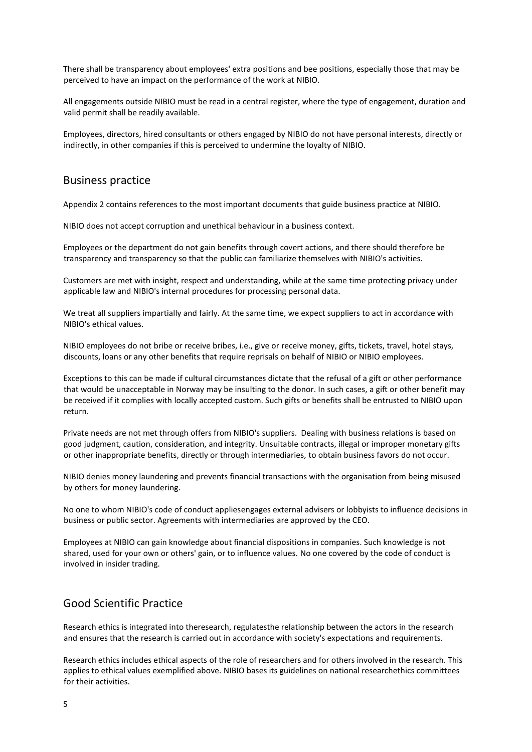There shall be transparency about employees' extra positions and bee positions, especially those that may be perceived to have an impact on the performance of the work at NIBIO.

All engagements outside NIBIO must be read in a central register, where the type of engagement, duration and valid permit shall be readily available.

Employees, directors, hired consultants or others engaged by NIBIO do not have personal interests, directly or indirectly, in other companies if this is perceived to undermine the loyalty of NIBIO.

## Business practice

Appendix 2 contains references to the most important documents that guide business practice at NIBIO.

NIBIO does not accept corruption and unethical behaviour in a business context.

Employees or the department do not gain benefits through covert actions, and there should therefore be transparency and transparency so that the public can familiarize themselves with NIBIO's activities.

Customers are met with insight, respect and understanding, while at the same time protecting privacy under applicable law and NIBIO's internal procedures for processing personal data.

We treat all suppliers impartially and fairly. At the same time, we expect suppliers to act in accordance with NIBIO's ethical values.

NIBIO employees do not bribe or receive bribes, i.e., give or receive money, gifts, tickets, travel, hotel stays, discounts, loans or any other benefits that require reprisals on behalf of NIBIO or NIBIO employees.

Exceptions to this can be made if cultural circumstances dictate that the refusal of a gift or other performance that would be unacceptable in Norway may be insulting to the donor. In such cases, a gift or other benefit may be received if it complies with locally accepted custom. Such gifts or benefits shall be entrusted to NIBIO upon return.

Private needs are not met through offers from NIBIO's suppliers. Dealing with business relations is based on good judgment, caution, consideration, and integrity. Unsuitable contracts, illegal or improper monetary gifts or other inappropriate benefits, directly or through intermediaries, to obtain business favors do not occur.

NIBIO denies money laundering and prevents financial transactions with the organisation from being misused by others for money laundering.

No one to whom NIBIO's code of conduct appliesengages external advisers or lobbyists to influence decisions in business or public sector. Agreements with intermediaries are approved by the CEO.

Employees at NIBIO can gain knowledge about financial dispositions in companies. Such knowledge is not shared, used for your own or others' gain, or to influence values. No one covered by the code of conduct is involved in insider trading.

## Good Scientific Practice

Research ethics is integrated into theresearch, regulatesthe relationship between the actors in the research and ensures that the research is carried out in accordance with society's expectations and requirements.

Research ethics includes ethical aspects of the role of researchers and for others involved in the research. This applies to ethical values exemplified above. NIBIO bases its guidelines on national researchethics committees for their activities.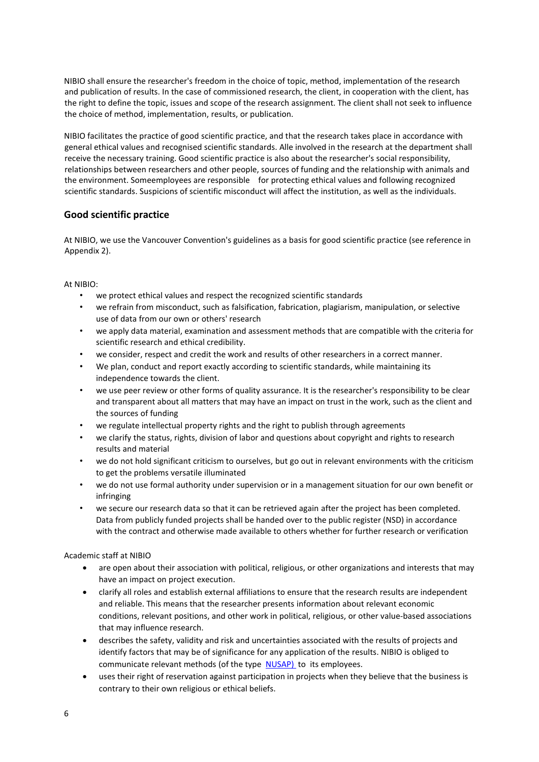NIBIO shall ensure the researcher's freedom in the choice of topic, method, implementation of the research and publication of results. In the case of commissioned research, the client, in cooperation with the client, has the right to define the topic, issues and scope of the research assignment. The client shall not seek to influence the choice of method, implementation, results, or publication.

NIBIO facilitates the practice of good scientific practice, and that the research takes place in accordance with general ethical values and recognised scientific standards. Alle involved in the research at the department shall receive the necessary training. Good scientific practice is also about the researcher's social responsibility, relationships between researchers and other people, sources of funding and the relationship with animals and the environment. Someemployees are responsible for protecting ethical values and following recognized scientific standards. Suspicions of scientific misconduct will affect the institution, as well as the individuals.

## Good scientific practice

At NIBIO, we use the Vancouver Convention's guidelines as a basis for good scientific practice (see reference in Appendix 2).

At NIBIO:

- we protect ethical values and respect the recognized scientific standards
- we refrain from misconduct, such as falsification, fabrication, plagiarism, manipulation, or selective use of data from our own or others' research
- we apply data material, examination and assessment methods that are compatible with the criteria for scientific research and ethical credibility.
- we consider, respect and credit the work and results of other researchers in a correct manner.
- We plan, conduct and report exactly according to scientific standards, while maintaining its independence towards the client.
- we use peer review or other forms of quality assurance. It is the researcher's responsibility to be clear and transparent about all matters that may have an impact on trust in the work, such as the client and the sources of funding
- we regulate intellectual property rights and the right to publish through agreements
- we clarify the status, rights, division of labor and questions about copyright and rights to research results and material
- we do not hold significant criticism to ourselves, but go out in relevant environments with the criticism to get the problems versatile illuminated
- we do not use formal authority under supervision or in a management situation for our own benefit or infringing
- we secure our research data so that it can be retrieved again after the project has been completed. Data from publicly funded projects shall be handed over to the public register (NSD) in accordance with the contract and otherwise made available to others whether for further research or verification

Academic staff at NIBIO

- are open about their association with political, religious, or other organizations and interests that may have an impact on project execution.
- clarify all roles and establish external affiliations to ensure that the research results are independent and reliable. This means that the researcher presents information about relevant economic conditions, relevant positions, and other work in political, religious, or other value-based associations that may influence research.
- describes the safety, validity and risk and uncertainties associated with the results of projects and identify factors that may be of significance for any application of the results. NIBIO is obliged to communicate relevant methods (of the type NUSAP) to its employees.
- uses their right of reservation against participation in projects when they believe that the business is contrary to their own religious or ethical beliefs.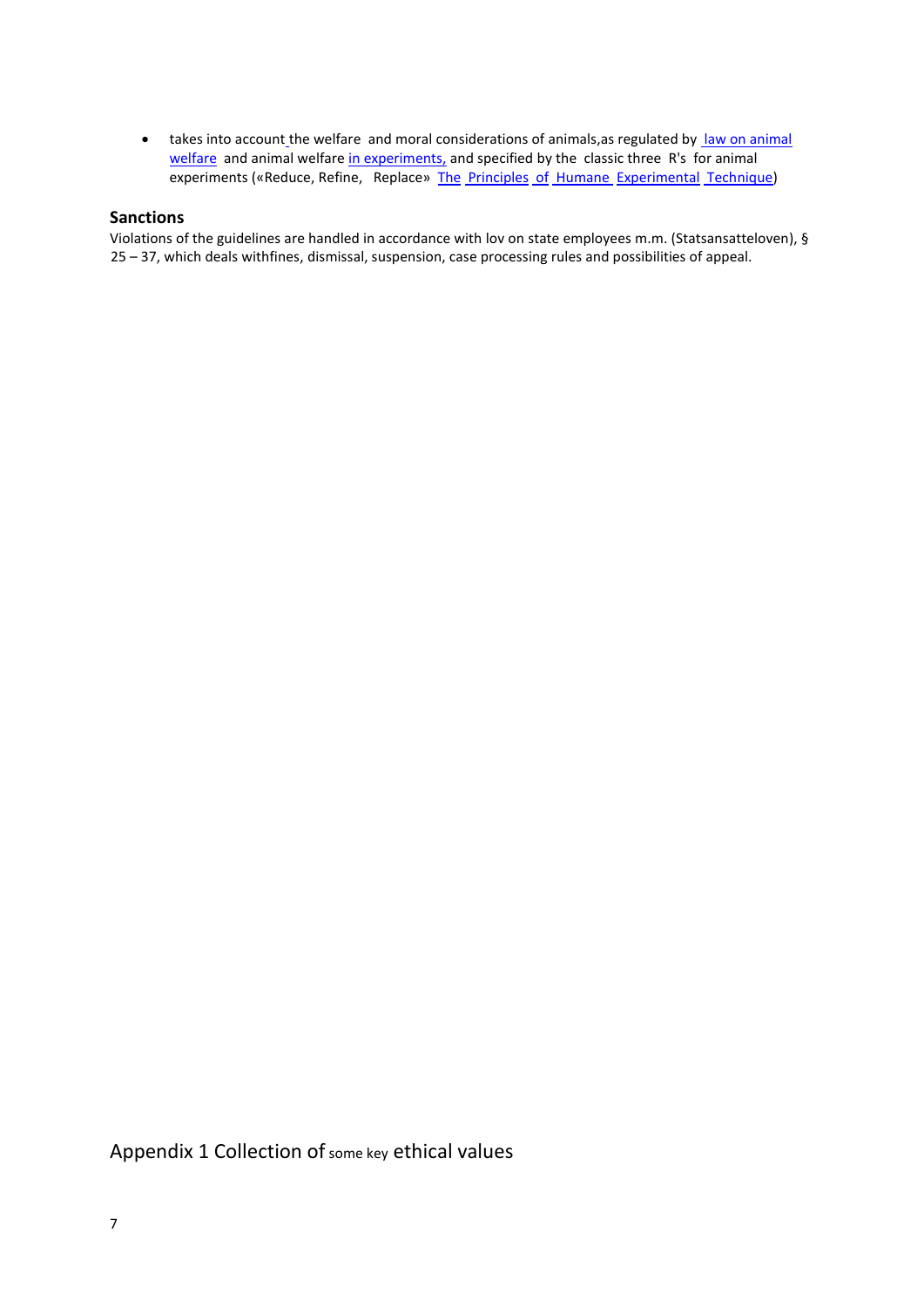- takes into account the welfare and moral considerations of animals,as regulated by law on animal welfare and animal welfare in experiments, and specified by the classic three R's for animal experiments («Reduce, Refine, Replace» The Principles of Humane Experimental Technique)

## Sanctions

Violations of the guidelines are handled in accordance with lov on state employees m.m. (Statsansatteloven), § 25 – 37, which deals withfines, dismissal, suspension, case processing rules and possibilities of appeal.

# Appendix 1 Collection of some key ethical values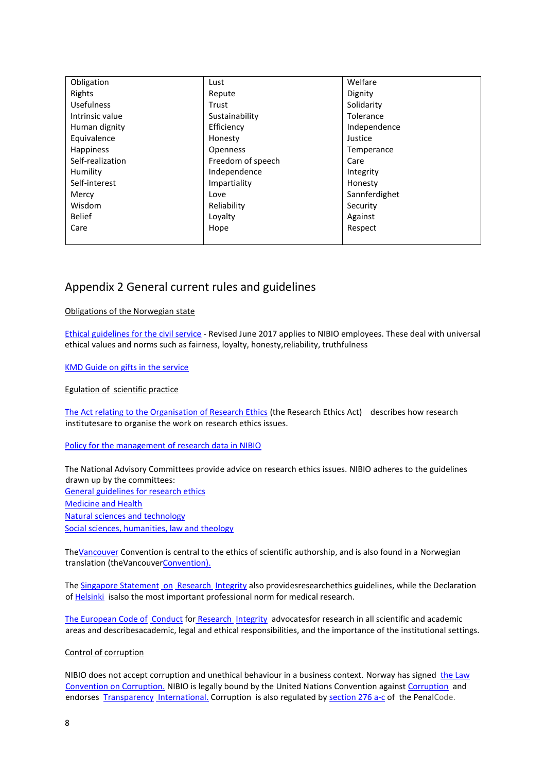| Obligation | Lust | Welfare |
|---|---|---|
| Rights | Repute | Dignity |
| Usefulness | Trust | Solidarity |
| Intrinsic value | Sustainability | Tolerance |
| Human dignity | Efficiency | Independence |
| Equivalence | Honesty | Justice |
| Happiness | Openness | Temperance |
| Self-realization | Freedom of speech | Care |
| Humility | Independence | Integrity |
| Self-interest | Impartiality | Honesty |
| Mercy | Love | Sannferdighet |
| Wisdom | Reliability | Security |
| Belief | Loyalty | Against |
| Care | Hope | Respect |

## Appendix 2 General current rules and guidelines

Obligations of the Norwegian state

Ethical guidelines for the civil service - Revised June 2017 applies to NIBIO employees. These deal with universal ethical values and norms such as fairness, loyalty, honesty,reliability, truthfulness

KMD Guide on gifts in the service

Egulation of scientific practice

The Act relating to the Organisation of Research Ethics (the Research Ethics Act) describes how research institutesare to organise the work on research ethics issues.

Policy for the management of research data in NIBIO

The National Advisory Committees provide advice on research ethics issues. NIBIO adheres to the guidelines drawn up by the committees:
General guidelines for research ethics
Medicine and Health
Natural sciences and technology
Social sciences, humanities, law and theology

TheVancouver Convention is central to the ethics of scientific authorship, and is also found in a Norwegian translation (theVancouverConvention).

The Singapore Statement on Research Integrity also providesresearchethics guidelines, while the Declaration of Helsinki isalso the most important professional norm for medical research.

The European Code of Conduct for Research Integrity advocatesfor research in all scientific and academic areas and describesacademic, legal and ethical responsibilities, and the importance of the institutional settings.

Control of corruption

NIBIO does not accept corruption and unethical behaviour in a business context. Norway has signed the Law Convention on Corruption. NIBIO is legally bound by the United Nations Convention against Corruption and endorses Transparency International. Corruption is also regulated by section 276 a-c of the PenalCode.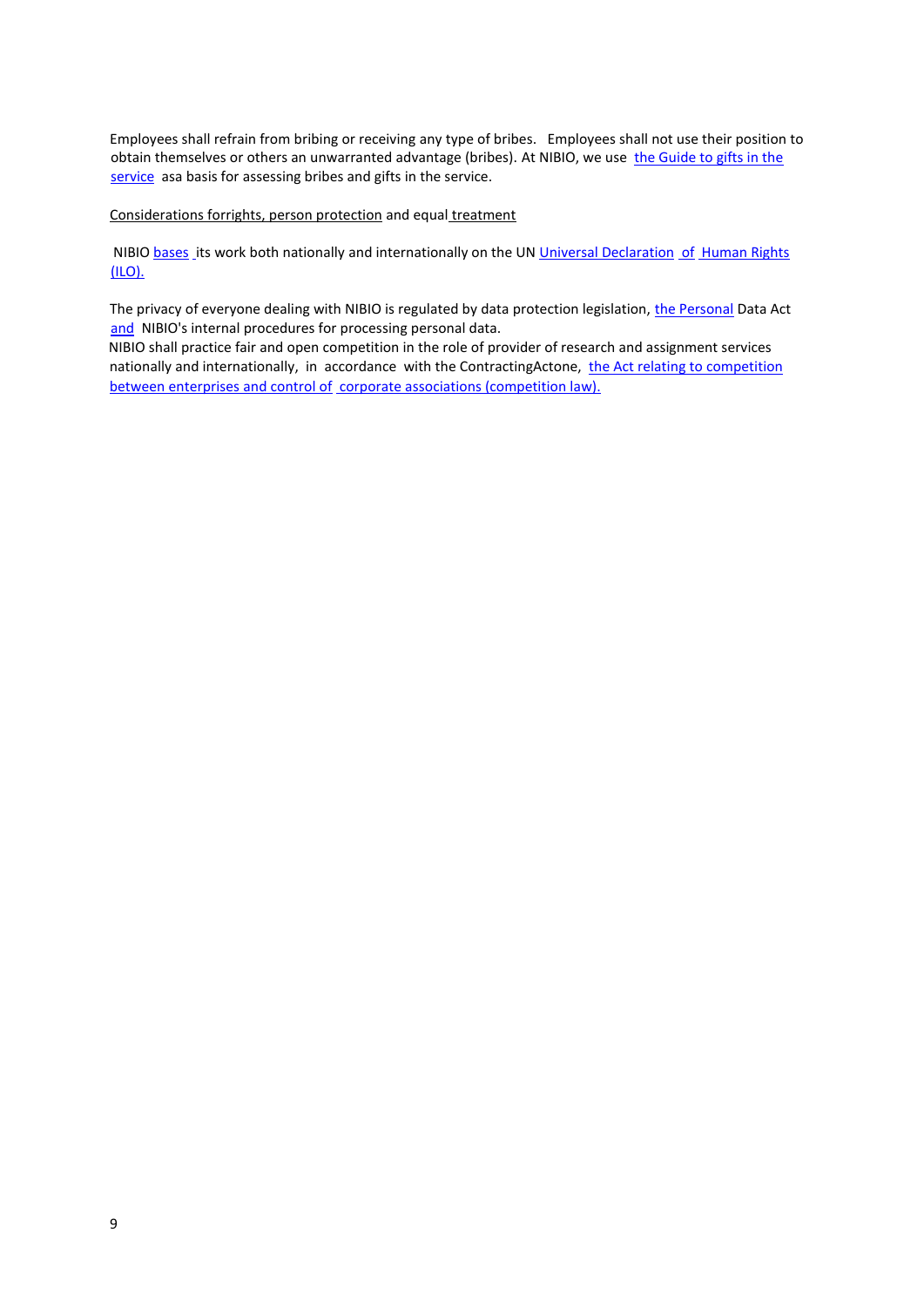Employees shall refrain from bribing or receiving any type of bribes. Employees shall not use their position to obtain themselves or others an unwarranted advantage (bribes). At NIBIO, we use the Guide to gifts in the service asa basis for assessing bribes and gifts in the service.

Considerations forrights, person protection and equal treatment

NIBIO bases its work both nationally and internationally on the UN Universal Declaration of Human Rights (ILO).

The privacy of everyone dealing with NIBIO is regulated by data protection legislation, the Personal Data Act and NIBIO's internal procedures for processing personal data.
NIBIO shall practice fair and open competition in the role of provider of research and assignment services nationally and internationally, in accordance with the ContractingActone, the Act relating to competition between enterprises and control of corporate associations (competition law).